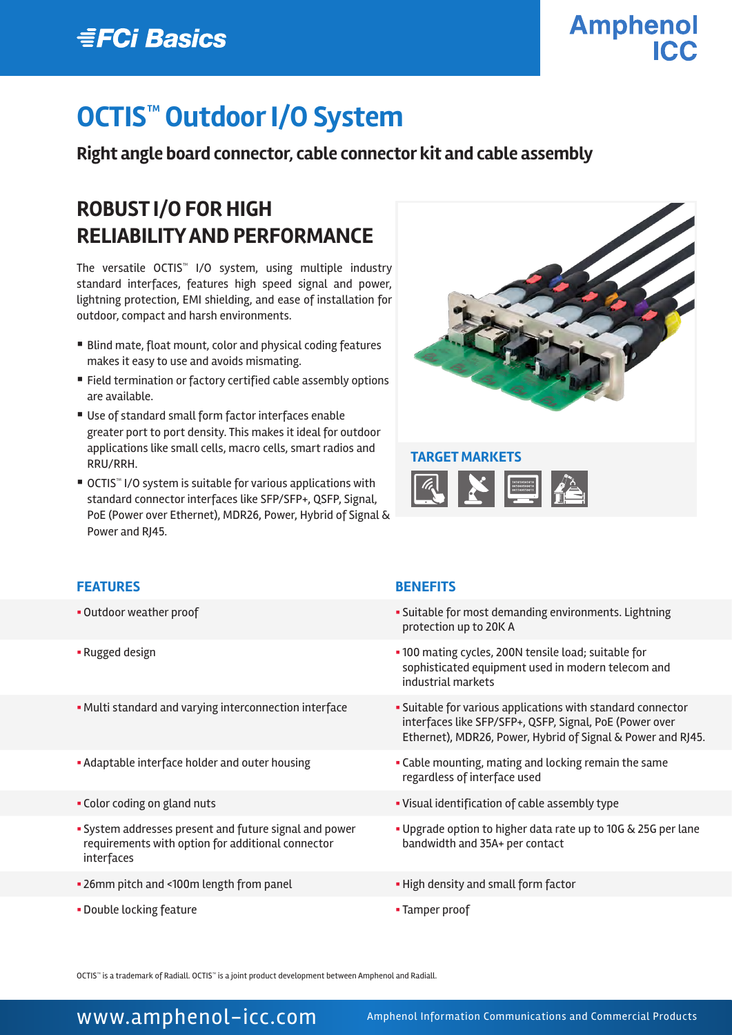# OCTIS™ Outdoor I/O System

**Right angle board connector, cable connector kit and cable assembly**

## ROBUST I/O FOR HIGH RELIABILITY AND PERFORMANCE

The versatile OCTIS™ I/O system, using multiple industry standard interfaces, features high speed signal and power, lightning protection, EMI shielding, and ease of installation for outdoor, compact and harsh environments.

- Blind mate, float mount, color and physical coding features makes it easy to use and avoids mismating.
- Field termination or factory certified cable assembly options are available.
- Use of standard small form factor interfaces enable greater port to port density. This makes it ideal for outdoor applications like small cells, macro cells, smart radios and RRU/RRH.
- OCTIS™ I/O system is suitable for various applications with standard connector interfaces like SFP/SFP+, QSFP, Signal, PoE (Power over Ethernet), MDR26, Power, Hybrid of Signal & Power and RJ45.

### TARGET MARKETS

| FEATURES | BENEFITS |
|---|---|
| Outdoor weather proof | Suitable for most demanding environments. Lightning protection up to 20K A |
| Rugged design | 100 mating cycles, 200N tensile load; suitable for sophisticated equipment used in modern telecom and industrial markets |
| Multi standard and varying interconnection interface | Suitable for various applications with standard connector interfaces like SFP/SFP+, QSFP, Signal, PoE (Power over Ethernet), MDR26, Power, Hybrid of Signal & Power and RJ45. |
| Adaptable interface holder and outer housing | Cable mounting, mating and locking remain the same regardless of interface used |
| Color coding on gland nuts | Visual identification of cable assembly type |
| System addresses present and future signal and power requirements with option for additional connector interfaces | Upgrade option to higher data rate up to 10G & 25G per lane bandwidth and 35A+ per contact |
| 26mm pitch and <100m length from panel | High density and small form factor |
| Double locking feature | Tamper proof |

OCTIS™ is a trademark of Radiall. OCTIS™ is a joint product development between Amphenol and Radiall.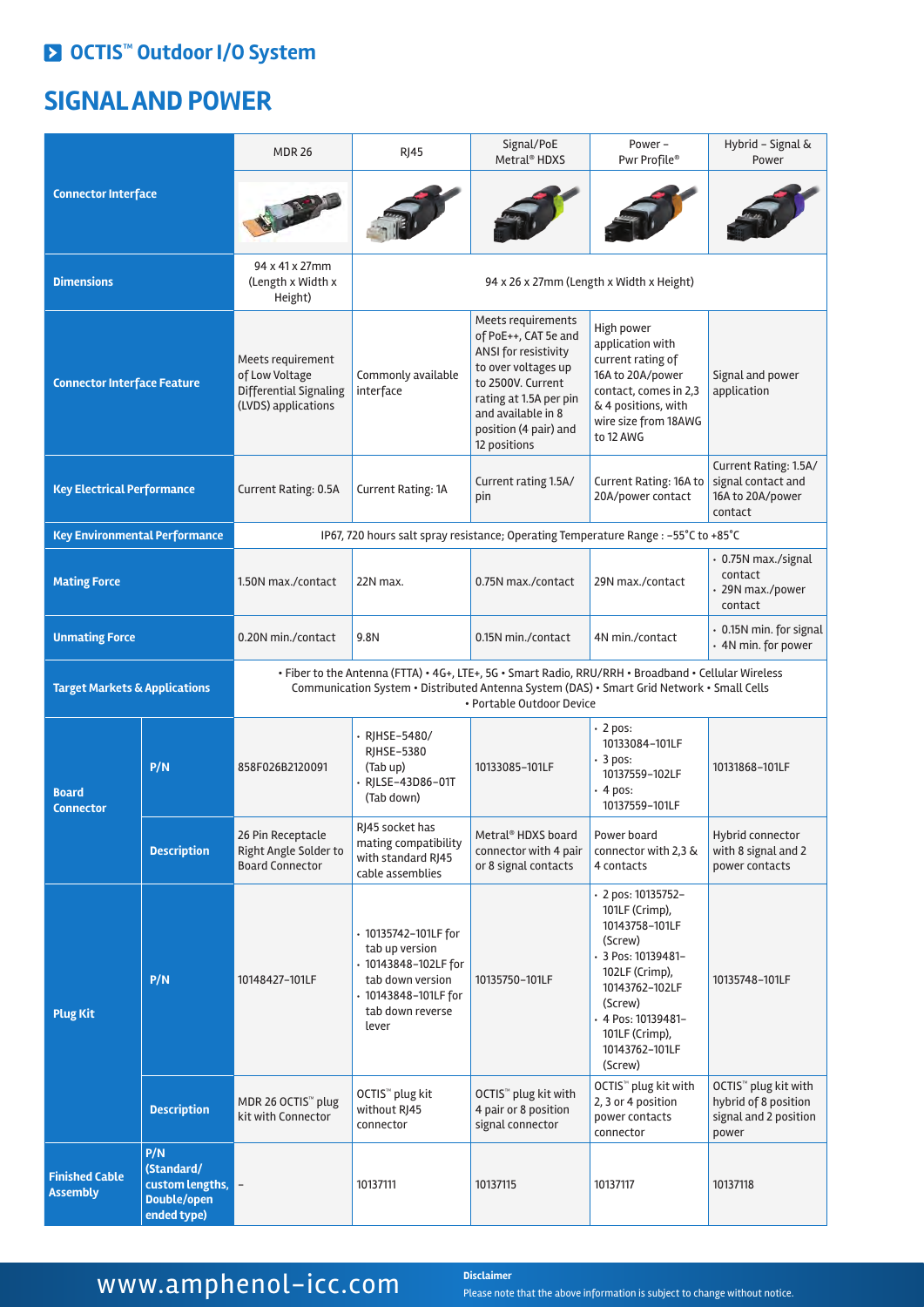## OCTIS™ Outdoor I/O System

# SIGNAL AND POWER

| | | MDR 26 | RJ45 | Signal/PoE Metral® HDXS | Power – Pwr Profile® | Hybrid – Signal & Power |
|---|---|---|---|---|---|---|
| **Connector Interface** | | | | | | |
| **Dimensions** | | 94 x 41 x 27mm (Length x Width x Height) | 94 x 26 x 27mm (Length x Width x Height) | | | |
| **Connector Interface Feature** | | Meets requirement of Low Voltage Differential Signaling (LVDS) applications | Commonly available interface | Meets requirements of PoE++, CAT 5e and ANSI for resistivity to over voltages up to 2500V. Current rating at 1.5A per pin and available in 8 position (4 pair) and 12 positions | High power application with current rating of 16A to 20A/power contact, comes in 2,3 & 4 positions, with wire size from 18AWG to 12 AWG | Signal and power application |
| **Key Electrical Performance** | | Current Rating: 0.5A | Current Rating: 1A | Current rating 1.5A/pin | Current Rating: 16A to 20A/power contact | Current Rating: 1.5A/signal contact and 16A to 20A/power contact |
| **Key Environmental Performance** | | IP67, 720 hours salt spray resistance; Operating Temperature Range : -55°C to +85°C | | | | |
| **Mating Force** | | 1.50N max./contact | 22N max. | 0.75N max./contact | 29N max./contact | • 0.75N max./signal contact<br>• 29N max./power contact |
| **Unmating Force** | | 0.20N min./contact | 9.8N | 0.15N min./contact | 4N min./contact | • 0.15N min. for signal<br>• 4N min. for power |
| **Target Markets & Applications** | | • Fiber to the Antenna (FTTA) • 4G+, LTE+, 5G • Smart Radio, RRU/RRH • Broadband • Cellular Wireless Communication System • Distributed Antenna System (DAS) • Smart Grid Network • Small Cells • Portable Outdoor Device | | | | |
| **Board Connector** | **P/N** | 858F026B2120091 | • RJHSE-5480/ RJHSE-5380 (Tab up)<br>• RJLSE-43D86-01T (Tab down) | 10133085-101LF | • 2 pos: 10133084-101LF<br>• 3 pos: 10137559-102LF<br>• 4 pos: 10137559-101LF | 10131868-101LF |
| | **Description** | 26 Pin Receptacle Right Angle Solder to Board Connector | RJ45 socket has mating compatibility with standard RJ45 cable assemblies | Metral® HDXS board connector with 4 pair or 8 signal contacts | Power board connector with 2,3 & 4 contacts | Hybrid connector with 8 signal and 2 power contacts |
| **Plug Kit** | **P/N** | 10148427-101LF | • 10135742-101LF for tab up version<br>• 10143848-102LF for tab down version<br>• 10143848-101LF for tab down reverse lever | 10135750-101LF | • 2 pos: 10135752-101LF (Crimp), 10143758-101LF (Screw)<br>• 3 Pos: 10139481-102LF (Crimp), 10143762-102LF (Screw)<br>• 4 Pos: 10139481-101LF (Crimp), 10143762-101LF (Screw) | 10135748-101LF |
| | **Description** | MDR 26 OCTIS™ plug kit with Connector | OCTIS™ plug kit without RJ45 connector | OCTIS™ plug kit with 4 pair or 8 position signal connector | OCTIS™ plug kit with 2, 3 or 4 position power contacts connector | OCTIS™ plug kit with hybrid of 8 position signal and 2 position power |
| **Finished Cable Assembly** | **P/N (Standard/ custom lengths, Double/open ended type)** | – | 10137111 | 10137115 | 10137117 | 10137118 |

www.amphenol-icc.com

**Disclaimer**
Please note that the above information is subject to change without notice.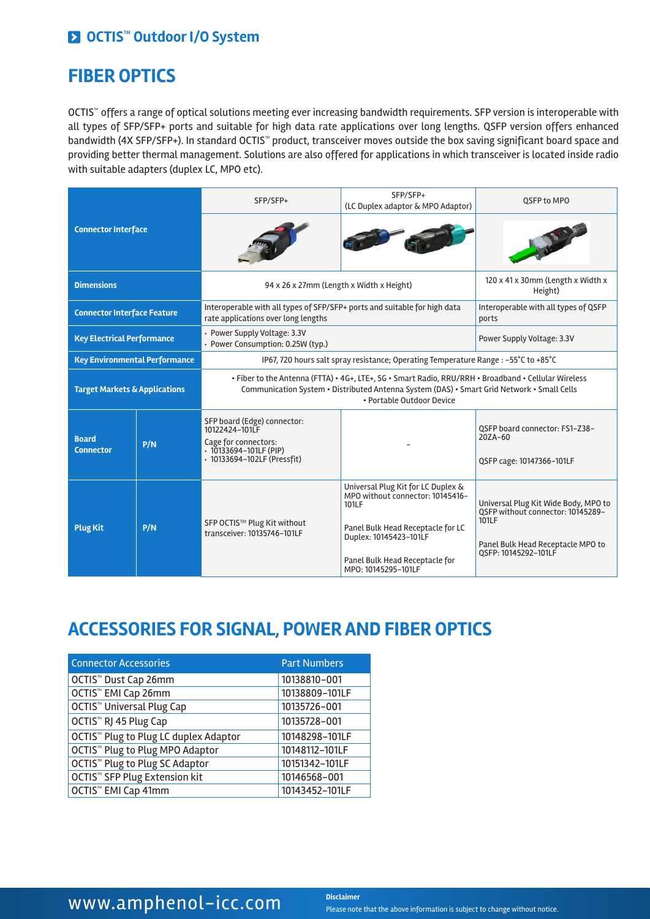## OCTIS™ Outdoor I/O System

# FIBER OPTICS

OCTIS™ offers a range of optical solutions meeting ever increasing bandwidth requirements. SFP version is interoperable with all types of SFP/SFP+ ports and suitable for high data rate applications over long lengths. QSFP version offers enhanced bandwidth (4X SFP/SFP+). In standard OCTIS™ product, transceiver moves outside the box saving significant board space and providing better thermal management. Solutions are also offered for applications in which transceiver is located inside radio with suitable adapters (duplex LC, MPO etc).

| Connector Interface | | SFP/SFP+ | SFP/SFP+ (LC Duplex adaptor & MPO Adaptor) | QSFP to MPO |
|---|---|---|---|---|
| Dimensions | | 94 x 26 x 27mm (Length x Width x Height) | | 120 x 41 x 30mm (Length x Width x Height) |
| Connector Interface Feature | | Interoperable with all types of SFP/SFP+ ports and suitable for high data rate applications over long lengths | | Interoperable with all types of QSFP ports |
| Key Electrical Performance | | • Power Supply Voltage: 3.3V<br>• Power Consumption: 0.25W (typ.) | | Power Supply Voltage: 3.3V |
| Key Environmental Performance | | IP67, 720 hours salt spray resistance; Operating Temperature Range : -55°C to +85°C | | |
| Target Markets & Applications | | • Fiber to the Antenna (FTTA) • 4G+, LTE+, 5G • Smart Radio, RRU/RRH • Broadband • Cellular Wireless Communication System • Distributed Antenna System (DAS) • Smart Grid Network • Small Cells • Portable Outdoor Device | | |
| Board Connector | P/N | SFP board (Edge) connector: 10122424-101LF<br>Cage for connectors:<br>• 10133694-101LF (PIP)<br>• 10133694-102LF (Pressfit) | - | QSFP board connector: FS1-Z38-20ZA-60<br><br>QSFP cage: 10147366-101LF |
| Plug Kit | P/N | SFP OCTIS™ Plug Kit without transceiver: 10135746-101LF | Universal Plug Kit for LC Duplex & MPO without connector: 10145416-101LF<br><br>Panel Bulk Head Receptacle for LC Duplex: 10145423-101LF<br><br>Panel Bulk Head Receptacle for MPO: 10145295-101LF | Universal Plug Kit Wide Body, MPO to QSFP without connector: 10145289-101LF<br><br>Panel Bulk Head Receptacle MPO to QSFP: 10145292-101LF |

# ACCESSORIES FOR SIGNAL, POWER AND FIBER OPTICS

| Connector Accessories | Part Numbers |
|---|---|
| OCTIS™ Dust Cap 26mm | 10138810-001 |
| OCTIS™ EMI Cap 26mm | 10138809-101LF |
| OCTIS™ Universal Plug Cap | 10135726-001 |
| OCTIS™ RJ 45 Plug Cap | 10135728-001 |
| OCTIS™ Plug to Plug LC duplex Adaptor | 10148298-101LF |
| OCTIS™ Plug to Plug MPO Adaptor | 10148112-101LF |
| OCTIS™ Plug to Plug SC Adaptor | 10151342-101LF |
| OCTIS™ SFP Plug Extension kit | 10146568-001 |
| OCTIS™ EMI Cap 41mm | 10143452-101LF |

www.amphenol-icc.com

**Disclaimer**
Please note that the above information is subject to change without notice.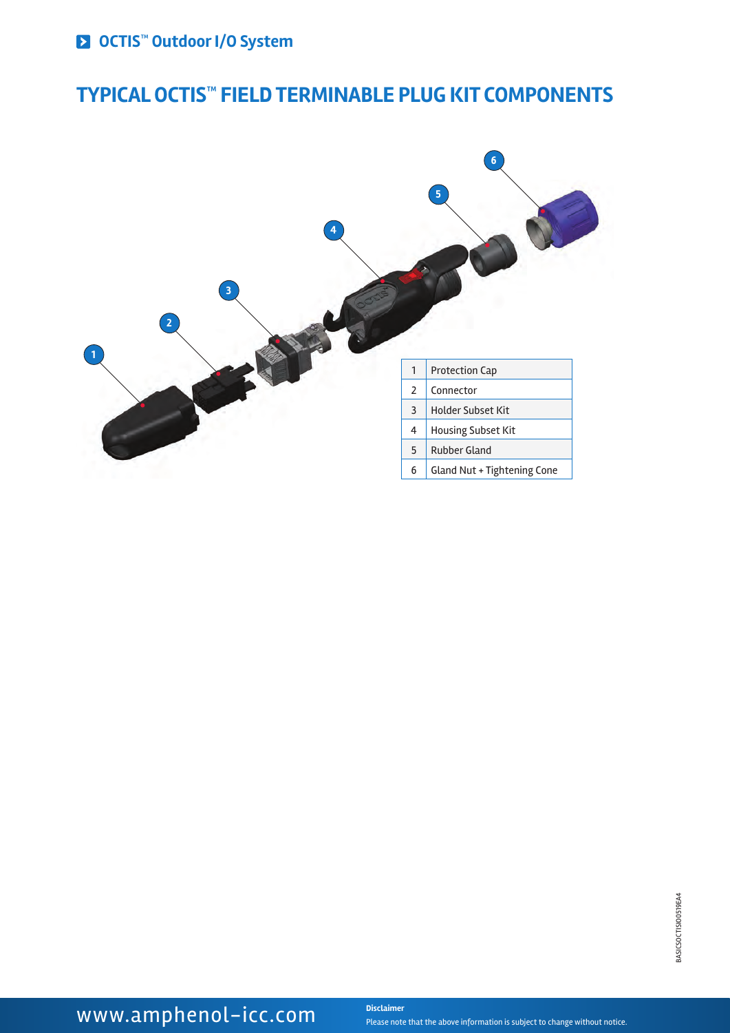# TYPICAL OCTIS™ FIELD TERMINABLE PLUG KIT COMPONENTS

| | |
|---|---|
| 1 | Protection Cap |
| 2 | Connector |
| 3 | Holder Subset Kit |
| 4 | Housing Subset Kit |
| 5 | Rubber Gland |
| 6 | Gland Nut + Tightening Cone |

BASICSOCTIS0519EA4

www.amphenol-icc.com

**Disclaimer**

Please note that the above information is subject to change without notice.